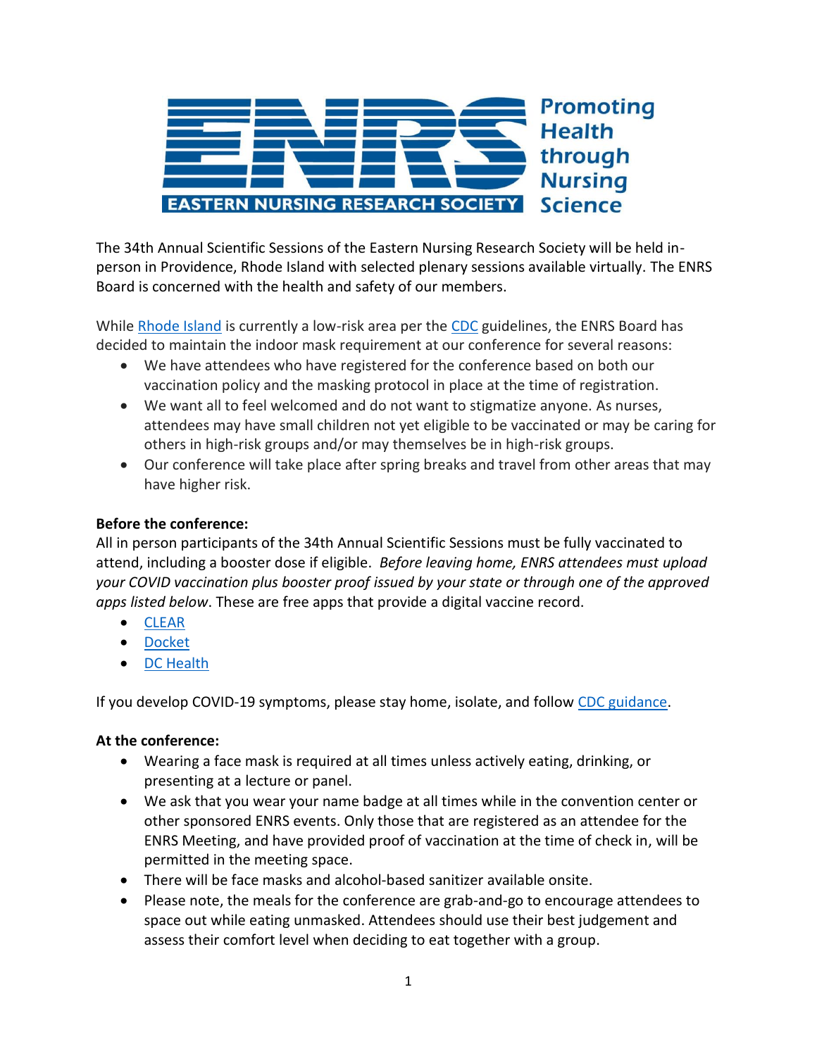ENRS
EASTERN NURSING RESEARCH SOCIETY
Promoting Health through Nursing Science

The 34th Annual Scientific Sessions of the Eastern Nursing Research Society will be held in-person in Providence, Rhode Island with selected plenary sessions available virtually. The ENRS Board is concerned with the health and safety of our members.

While Rhode Island is currently a low-risk area per the CDC guidelines, the ENRS Board has decided to maintain the indoor mask requirement at our conference for several reasons:

- We have attendees who have registered for the conference based on both our vaccination policy and the masking protocol in place at the time of registration.
- We want all to feel welcomed and do not want to stigmatize anyone. As nurses, attendees may have small children not yet eligible to be vaccinated or may be caring for others in high-risk groups and/or may themselves be in high-risk groups.
- Our conference will take place after spring breaks and travel from other areas that may have higher risk.

**Before the conference:**

All in person participants of the 34th Annual Scientific Sessions must be fully vaccinated to attend, including a booster dose if eligible. *Before leaving home, ENRS attendees must upload your COVID vaccination plus booster proof issued by your state or through one of the approved apps listed below*. These are free apps that provide a digital vaccine record.

- CLEAR
- Docket
- DC Health

If you develop COVID-19 symptoms, please stay home, isolate, and follow CDC guidance.

**At the conference:**

- Wearing a face mask is required at all times unless actively eating, drinking, or presenting at a lecture or panel.
- We ask that you wear your name badge at all times while in the convention center or other sponsored ENRS events. Only those that are registered as an attendee for the ENRS Meeting, and have provided proof of vaccination at the time of check in, will be permitted in the meeting space.
- There will be face masks and alcohol-based sanitizer available onsite.
- Please note, the meals for the conference are grab-and-go to encourage attendees to space out while eating unmasked. Attendees should use their best judgement and assess their comfort level when deciding to eat together with a group.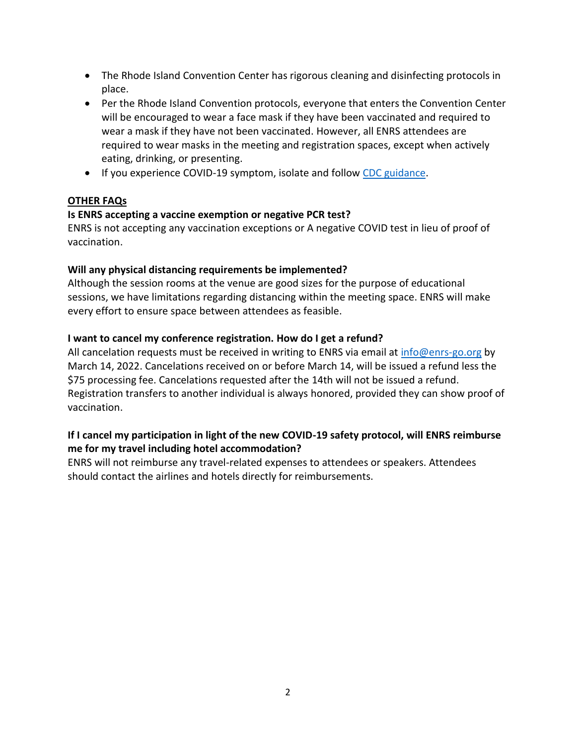- The Rhode Island Convention Center has rigorous cleaning and disinfecting protocols in place.
- Per the Rhode Island Convention protocols, everyone that enters the Convention Center will be encouraged to wear a face mask if they have been vaccinated and required to wear a mask if they have not been vaccinated. However, all ENRS attendees are required to wear masks in the meeting and registration spaces, except when actively eating, drinking, or presenting.
- If you experience COVID-19 symptom, isolate and follow [CDC guidance](CDC guidance).

## OTHER FAQs

**Is ENRS accepting a vaccine exemption or negative PCR test?**

ENRS is not accepting any vaccination exceptions or A negative COVID test in lieu of proof of vaccination.

**Will any physical distancing requirements be implemented?**

Although the session rooms at the venue are good sizes for the purpose of educational sessions, we have limitations regarding distancing within the meeting space. ENRS will make every effort to ensure space between attendees as feasible.

**I want to cancel my conference registration. How do I get a refund?**

All cancelation requests must be received in writing to ENRS via email at info@enrs-go.org by March 14, 2022. Cancelations received on or before March 14, will be issued a refund less the $75 processing fee. Cancelations requested after the 14th will not be issued a refund. Registration transfers to another individual is always honored, provided they can show proof of vaccination.

**If I cancel my participation in light of the new COVID-19 safety protocol, will ENRS reimburse me for my travel including hotel accommodation?**

ENRS will not reimburse any travel-related expenses to attendees or speakers. Attendees should contact the airlines and hotels directly for reimbursements.